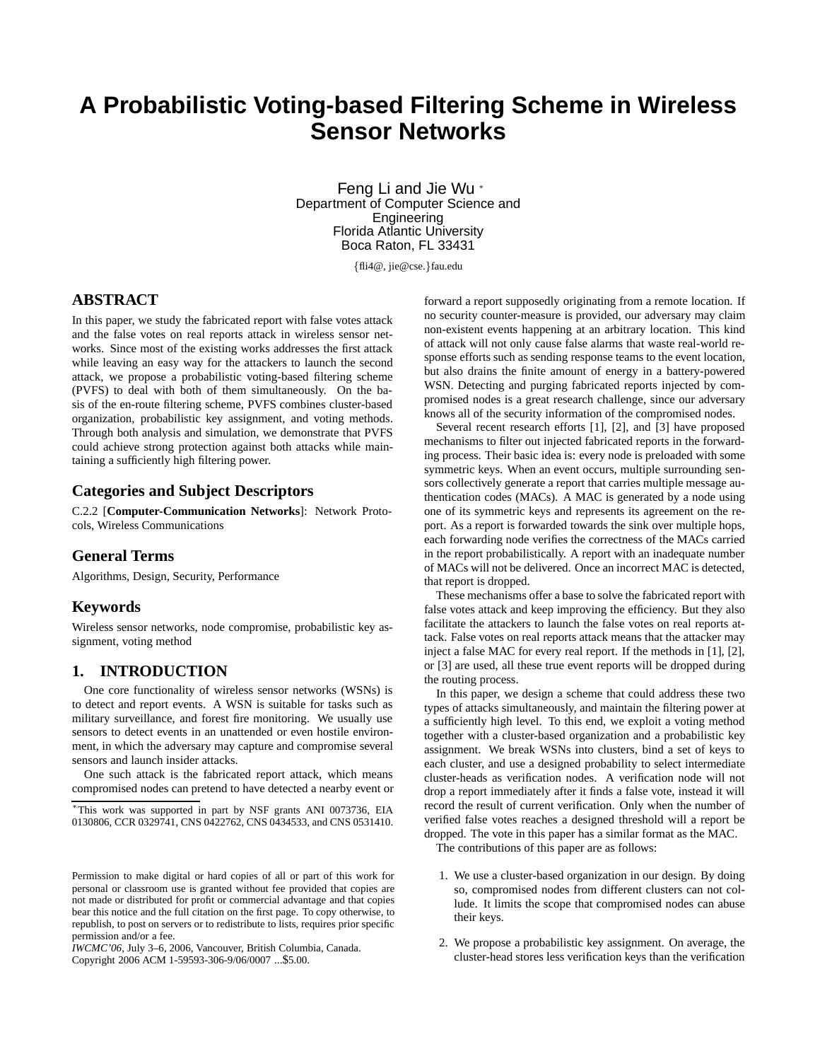# A Probabilistic Voting-based Filtering Scheme in Wireless Sensor Networks

Feng Li and Jie Wu [*]
Department of Computer Science and Engineering
Florida Atlantic University
Boca Raton, FL 33431

{fli4@, jie@cse.}fau.edu

## ABSTRACT

In this paper, we study the fabricated report with false votes attack and the false votes on real reports attack in wireless sensor networks. Since most of the existing works addresses the first attack while leaving an easy way for the attackers to launch the second attack, we propose a probabilistic voting-based filtering scheme (PVFS) to deal with both of them simultaneously. On the basis of the en-route filtering scheme, PVFS combines cluster-based organization, probabilistic key assignment, and voting methods. Through both analysis and simulation, we demonstrate that PVFS could achieve strong protection against both attacks while maintaining a sufficiently high filtering power.

## Categories and Subject Descriptors

C.2.2 [**Computer-Communication Networks**]: Network Protocols, Wireless Communications

## General Terms

Algorithms, Design, Security, Performance

## Keywords

Wireless sensor networks, node compromise, probabilistic key assignment, voting method

## 1. INTRODUCTION

One core functionality of wireless sensor networks (WSNs) is to detect and report events. A WSN is suitable for tasks such as military surveillance, and forest fire monitoring. We usually use sensors to detect events in an unattended or even hostile environment, in which the adversary may capture and compromise several sensors and launch insider attacks.

One such attack is the fabricated report attack, which means compromised nodes can pretend to have detected a nearby event or forward a report supposedly originating from a remote location. If no security counter-measure is provided, our adversary may claim non-existent events happening at an arbitrary location. This kind of attack will not only cause false alarms that waste real-world response efforts such as sending response teams to the event location, but also drains the finite amount of energy in a battery-powered WSN. Detecting and purging fabricated reports injected by compromised nodes is a great research challenge, since our adversary knows all of the security information of the compromised nodes.

Several recent research efforts [1], [2], and [3] have proposed mechanisms to filter out injected fabricated reports in the forwarding process. Their basic idea is: every node is preloaded with some symmetric keys. When an event occurs, multiple surrounding sensors collectively generate a report that carries multiple message authentication codes (MACs). A MAC is generated by a node using one of its symmetric keys and represents its agreement on the report. As a report is forwarded towards the sink over multiple hops, each forwarding node verifies the correctness of the MACs carried in the report probabilistically. A report with an inadequate number of MACs will not be delivered. Once an incorrect MAC is detected, that report is dropped.

These mechanisms offer a base to solve the fabricated report with false votes attack and keep improving the efficiency. But they also facilitate the attackers to launch the false votes on real reports attack. False votes on real reports attack means that the attacker may inject a false MAC for every real report. If the methods in [1], [2], or [3] are used, all these true event reports will be dropped during the routing process.

In this paper, we design a scheme that could address these two types of attacks simultaneously, and maintain the filtering power at a sufficiently high level. To this end, we exploit a voting method together with a cluster-based organization and a probabilistic key assignment. We break WSNs into clusters, bind a set of keys to each cluster, and use a designed probability to select intermediate cluster-heads as verification nodes. A verification node will not drop a report immediately after it finds a false vote, instead it will record the result of current verification. Only when the number of verified false votes reaches a designed threshold will a report be dropped. The vote in this paper has a similar format as the MAC.

The contributions of this paper are as follows:

1. We use a cluster-based organization in our design. By doing so, compromised nodes from different clusters can not collude. It limits the scope that compromised nodes can abuse their keys.

2. We propose a probabilistic key assignment. On average, the cluster-head stores less verification keys than the verification

---

[*]This work was supported in part by NSF grants ANI 0073736, EIA 0130806, CCR 0329741, CNS 0422762, CNS 0434533, and CNS 0531410.

Permission to make digital or hard copies of all or part of this work for personal or classroom use is granted without fee provided that copies are not made or distributed for profit or commercial advantage and that copies bear this notice and the full citation on the first page. To copy otherwise, to republish, to post on servers or to redistribute to lists, requires prior specific permission and/or a fee.
*IWCMC'06,* July 3–6, 2006, Vancouver, British Columbia, Canada.
Copyright 2006 ACM 1-59593-306-9/06/0007 ...$5.00.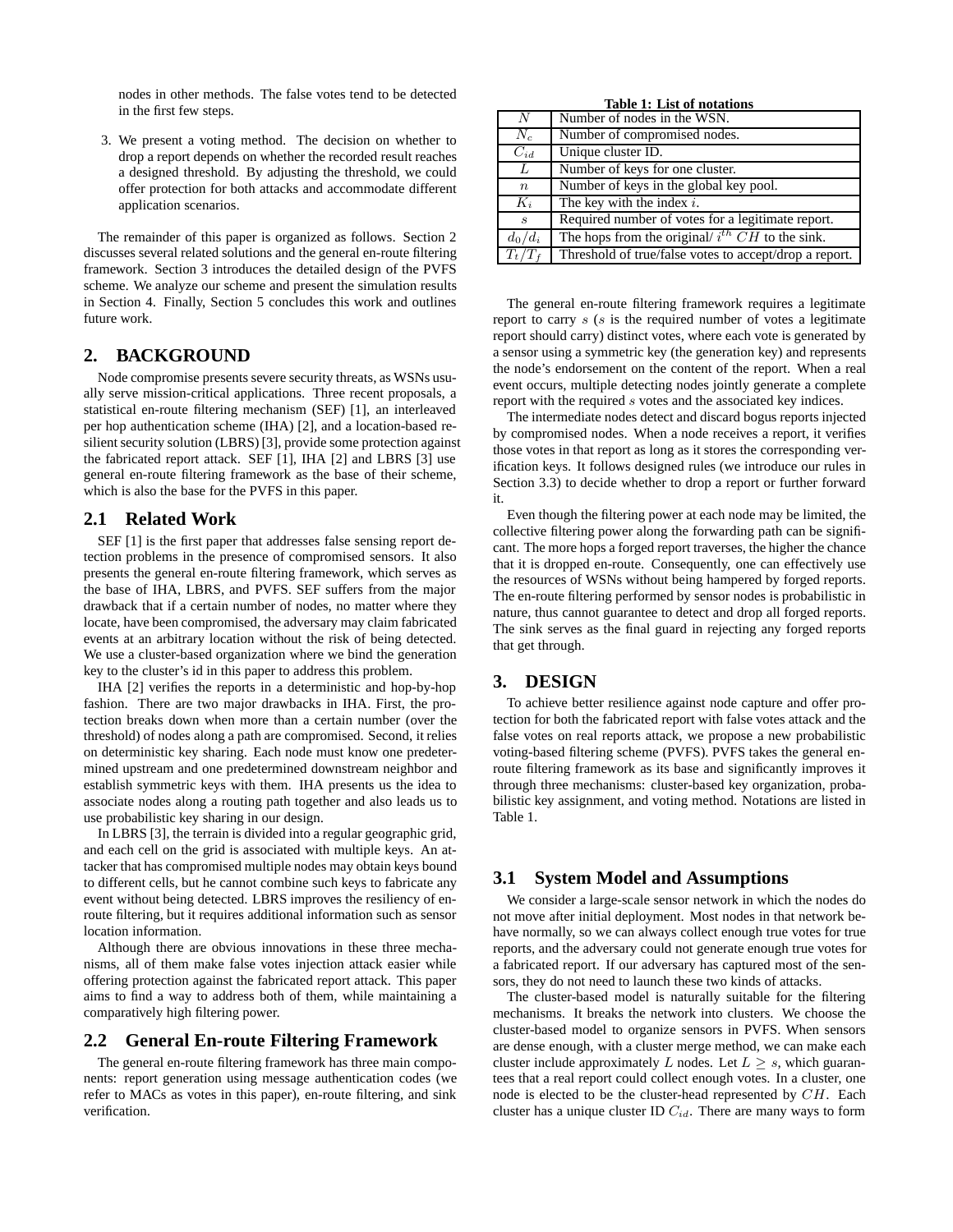nodes in other methods. The false votes tend to be detected in the first few steps.

3. We present a voting method. The decision on whether to drop a report depends on whether the recorded result reaches a designed threshold. By adjusting the threshold, we could offer protection for both attacks and accommodate different application scenarios.

The remainder of this paper is organized as follows. Section 2 discusses several related solutions and the general en-route filtering framework. Section 3 introduces the detailed design of the PVFS scheme. We analyze our scheme and present the simulation results in Section 4. Finally, Section 5 concludes this work and outlines future work.

## 2. BACKGROUND

Node compromise presents severe security threats, as WSNs usually serve mission-critical applications. Three recent proposals, a statistical en-route filtering mechanism (SEF) [1], an interleaved per hop authentication scheme (IHA) [2], and a location-based resilient security solution (LBRS) [3], provide some protection against the fabricated report attack. SEF [1], IHA [2] and LBRS [3] use general en-route filtering framework as the base of their scheme, which is also the base for the PVFS in this paper.

### 2.1 Related Work

SEF [1] is the first paper that addresses false sensing report detection problems in the presence of compromised sensors. It also presents the general en-route filtering framework, which serves as the base of IHA, LBRS, and PVFS. SEF suffers from the major drawback that if a certain number of nodes, no matter where they locate, have been compromised, the adversary may claim fabricated events at an arbitrary location without the risk of being detected. We use a cluster-based organization where we bind the generation key to the cluster's id in this paper to address this problem.

IHA [2] verifies the reports in a deterministic and hop-by-hop fashion. There are two major drawbacks in IHA. First, the protection breaks down when more than a certain number (over the threshold) of nodes along a path are compromised. Second, it relies on deterministic key sharing. Each node must know one predetermined upstream and one predetermined downstream neighbor and establish symmetric keys with them. IHA presents us the idea to associate nodes along a routing path together and also leads us to use probabilistic key sharing in our design.

In LBRS [3], the terrain is divided into a regular geographic grid, and each cell on the grid is associated with multiple keys. An attacker that has compromised multiple nodes may obtain keys bound to different cells, but he cannot combine such keys to fabricate any event without being detected. LBRS improves the resiliency of en-route filtering, but it requires additional information such as sensor location information.

Although there are obvious innovations in these three mechanisms, all of them make false votes injection attack easier while offering protection against the fabricated report attack. This paper aims to find a way to address both of them, while maintaining a comparatively high filtering power.

### 2.2 General En-route Filtering Framework

The general en-route filtering framework has three main components: report generation using message authentication codes (we refer to MACs as votes in this paper), en-route filtering, and sink verification.

**Table 1: List of notations**

| | |
|---|---|
| $N$ | Number of nodes in the WSN. |
| $N_c$ | Number of compromised nodes. |
| $C_{id}$ | Unique cluster ID. |
| $L$ | Number of keys for one cluster. |
| $n$ | Number of keys in the global key pool. |
| $K_i$ | The key with the index $i$. |
| $s$ | Required number of votes for a legitimate report. |
| $d_0/d_i$ | The hops from the original/ $i^{th}$ $CH$ to the sink. |
| $T_t/T_f$ | Threshold of true/false votes to accept/drop a report. |

The general en-route filtering framework requires a legitimate report to carry $s$ ($s$ is the required number of votes a legitimate report should carry) distinct votes, where each vote is generated by a sensor using a symmetric key (the generation key) and represents the node's endorsement on the content of the report. When a real event occurs, multiple detecting nodes jointly generate a complete report with the required $s$ votes and the associated key indices.

The intermediate nodes detect and discard bogus reports injected by compromised nodes. When a node receives a report, it verifies those votes in that report as long as it stores the corresponding verification keys. It follows designed rules (we introduce our rules in Section 3.3) to decide whether to drop a report or further forward it.

Even though the filtering power at each node may be limited, the collective filtering power along the forwarding path can be significant. The more hops a forged report traverses, the higher the chance that it is dropped en-route. Consequently, one can effectively use the resources of WSNs without being hampered by forged reports. The en-route filtering performed by sensor nodes is probabilistic in nature, thus cannot guarantee to detect and drop all forged reports. The sink serves as the final guard in rejecting any forged reports that get through.

## 3. DESIGN

To achieve better resilience against node capture and offer protection for both the fabricated report with false votes attack and the false votes on real reports attack, we propose a new probabilistic voting-based filtering scheme (PVFS). PVFS takes the general en-route filtering framework as its base and significantly improves it through three mechanisms: cluster-based key organization, probabilistic key assignment, and voting method. Notations are listed in Table 1.

### 3.1 System Model and Assumptions

We consider a large-scale sensor network in which the nodes do not move after initial deployment. Most nodes in that network behave normally, so we can always collect enough true votes for true reports, and the adversary could not generate enough true votes for a fabricated report. If our adversary has captured most of the sensors, they do not need to launch these two kinds of attacks.

The cluster-based model is naturally suitable for the filtering mechanisms. It breaks the network into clusters. We choose the cluster-based model to organize sensors in PVFS. When sensors are dense enough, with a cluster merge method, we can make each cluster include approximately $L$ nodes. Let $L \geq s$, which guarantees that a real report could collect enough votes. In a cluster, one node is elected to be the cluster-head represented by $CH$. Each cluster has a unique cluster ID $C_{id}$. There are many ways to form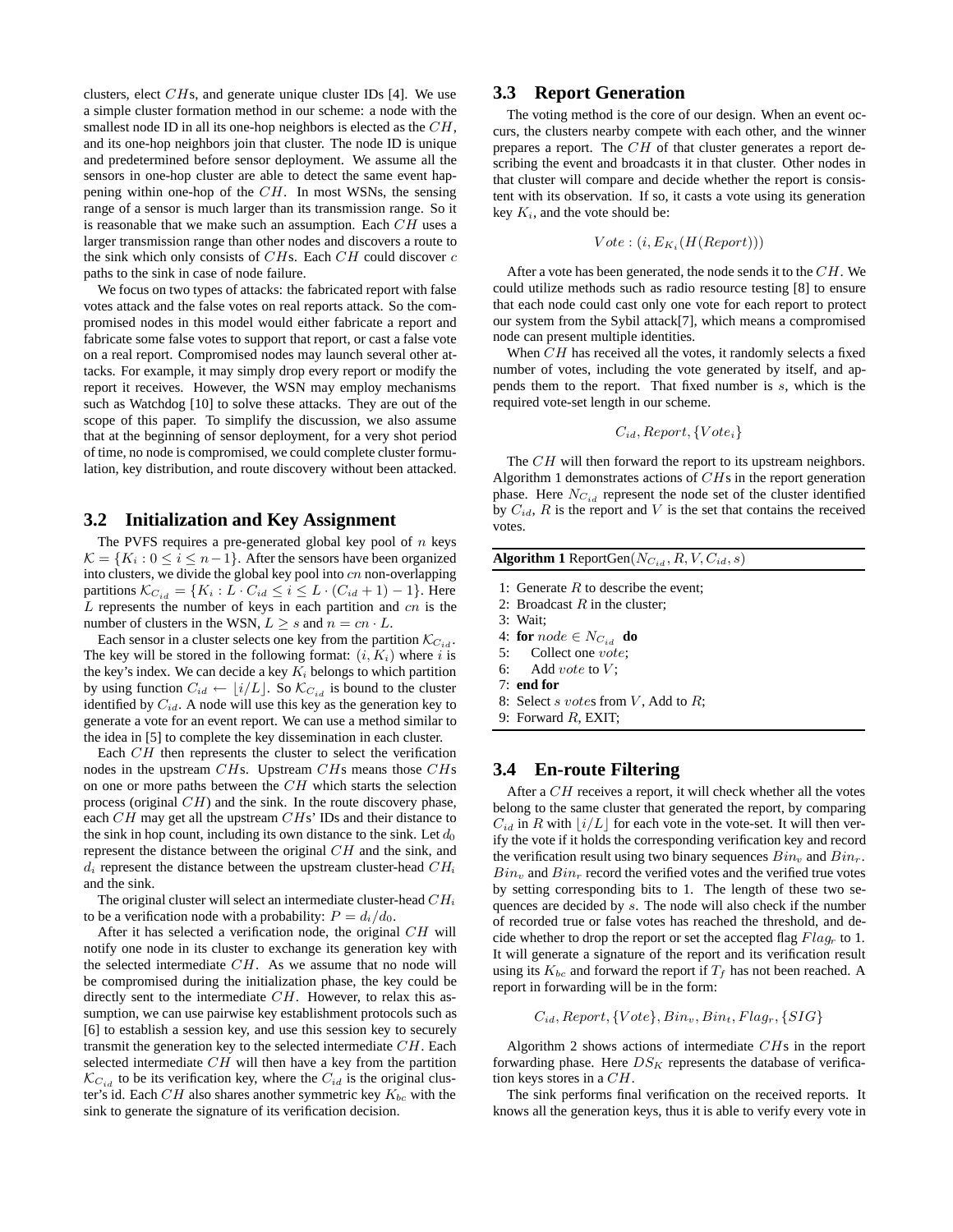clusters, elect $CH$s, and generate unique cluster IDs [4]. We use a simple cluster formation method in our scheme: a node with the smallest node ID in all its one-hop neighbors is elected as the $CH$, and its one-hop neighbors join that cluster. The node ID is unique and predetermined before sensor deployment. We assume all the sensors in one-hop cluster are able to detect the same event happening within one-hop of the $CH$. In most WSNs, the sensing range of a sensor is much larger than its transmission range. So it is reasonable that we make such an assumption. Each $CH$ uses a larger transmission range than other nodes and discovers a route to the sink which only consists of $CH$s. Each $CH$ could discover $c$ paths to the sink in case of node failure.

We focus on two types of attacks: the fabricated report with false votes attack and the false votes on real reports attack. So the compromised nodes in this model would either fabricate a report and fabricate some false votes to support that report, or cast a false vote on a real report. Compromised nodes may launch several other attacks. For example, it may simply drop every report or modify the report it receives. However, the WSN may employ mechanisms such as Watchdog [10] to solve these attacks. They are out of the scope of this paper. To simplify the discussion, we also assume that at the beginning of sensor deployment, for a very shot period of time, no node is compromised, we could complete cluster formulation, key distribution, and route discovery without been attacked.

### 3.2 Initialization and Key Assignment

The PVFS requires a pre-generated global key pool of $n$ keys $\mathcal{K} = \{K_i : 0 \leq i \leq n-1\}$. After the sensors have been organized into clusters, we divide the global key pool into $cn$ non-overlapping partitions $\mathcal{K}_{C_{id}} = \{K_i : L \cdot C_{id} \leq i \leq L \cdot (C_{id}+1) - 1\}$. Here $L$ represents the number of keys in each partition and $cn$ is the number of clusters in the WSN, $L \geq s$ and $n = cn \cdot L$.

Each sensor in a cluster selects one key from the partition $\mathcal{K}_{C_{id}}$. The key will be stored in the following format: $(i, K_i)$ where $i$ is the key's index. We can decide a key $K_i$ belongs to which partition by using function $C_{id} \leftarrow \lfloor i/L \rfloor$. So $\mathcal{K}_{C_{id}}$ is bound to the cluster identified by $C_{id}$. A node will use this key as the generation key to generate a vote for an event report. We can use a method similar to the idea in [5] to complete the key dissemination in each cluster.

Each $CH$ then represents the cluster to select the verification nodes in the upstream $CH$s. Upstream $CH$s means those $CH$s on one or more paths between the $CH$ which starts the selection process (original $CH$) and the sink. In the route discovery phase, each $CH$ may get all the upstream $CH$s' IDs and their distance to the sink in hop count, including its own distance to the sink. Let $d_0$ represent the distance between the original $CH$ and the sink, and $d_i$ represent the distance between the upstream cluster-head $CH_i$ and the sink.

The original cluster will select an intermediate cluster-head $CH_i$ to be a verification node with a probability: $P = d_i/d_0$.

After it has selected a verification node, the original $CH$ will notify one node in its cluster to exchange its generation key with the selected intermediate $CH$. As we assume that no node will be compromised during the initialization phase, the key could be directly sent to the intermediate $CH$. However, to relax this assumption, we can use pairwise key establishment protocols such as [6] to establish a session key, and use this session key to securely transmit the generation key to the selected intermediate $CH$. Each selected intermediate $CH$ will then have a key from the partition $\mathcal{K}_{C_{id}}$ to be its verification key, where the $C_{id}$ is the original cluster's id. Each $CH$ also shares another symmetric key $K_{bc}$ with the sink to generate the signature of its verification decision.

### 3.3 Report Generation

The voting method is the core of our design. When an event occurs, the clusters nearby compete with each other, and the winner prepares a report. The $CH$ of that cluster generates a report describing the event and broadcasts it in that cluster. Other nodes in that cluster will compare and decide whether the report is consistent with its observation. If so, it casts a vote using its generation key $K_i$, and the vote should be:

$$Vote : (i, E_{K_i}(H(Report)))$$

After a vote has been generated, the node sends it to the $CH$. We could utilize methods such as radio resource testing [8] to ensure that each node could cast only one vote for each report to protect our system from the Sybil attack[7], which means a compromised node can present multiple identities.

When $CH$ has received all the votes, it randomly selects a fixed number of votes, including the vote generated by itself, and appends them to the report. That fixed number is $s$, which is the required vote-set length in our scheme.

$$C_{id}, Report, \{Vote_i\}$$

The $CH$ will then forward the report to its upstream neighbors. Algorithm 1 demonstrates actions of $CH$s in the report generation phase. Here $N_{C_{id}}$ represent the node set of the cluster identified by $C_{id}$, $R$ is the report and $V$ is the set that contains the received votes.

**Algorithm 1** ReportGen($N_{C_{id}}, R, V, C_{id}, s$)

```
1: Generate R to describe the event;
2: Broadcast R in the cluster;
3: Wait;
4: for node ∈ N_{C_id} do
5:     Collect one vote;
6:     Add vote to V;
7: end for
8: Select s votes from V, Add to R;
9: Forward R, EXIT;
```

### 3.4 En-route Filtering

After a $CH$ receives a report, it will check whether all the votes belong to the same cluster that generated the report, by comparing $C_{id}$ in $R$ with $\lfloor i/L \rfloor$ for each vote in the vote-set. It will then verify the vote if it holds the corresponding verification key and record the verification result using two binary sequences $Bin_v$ and $Bin_r$. $Bin_v$ and $Bin_r$ record the verified votes and the verified true votes by setting corresponding bits to 1. The length of these two sequences are decided by $s$. The node will also check if the number of recorded true or false votes has reached the threshold, and decide whether to drop the report or set the accepted flag $Flag_r$ to 1. It will generate a signature of the report and its verification result using its $K_{bc}$ and forward the report if $T_f$ has not been reached. A report in forwarding will be in the form:

$$C_{id}, Report, \{Vote\}, Bin_v, Bin_t, Flag_r, \{SIG\}$$

Algorithm 2 shows actions of intermediate $CH$s in the report forwarding phase. Here $DS_K$ represents the database of verification keys stores in a $CH$.

The sink performs final verification on the received reports. It knows all the generation keys, thus it is able to verify every vote in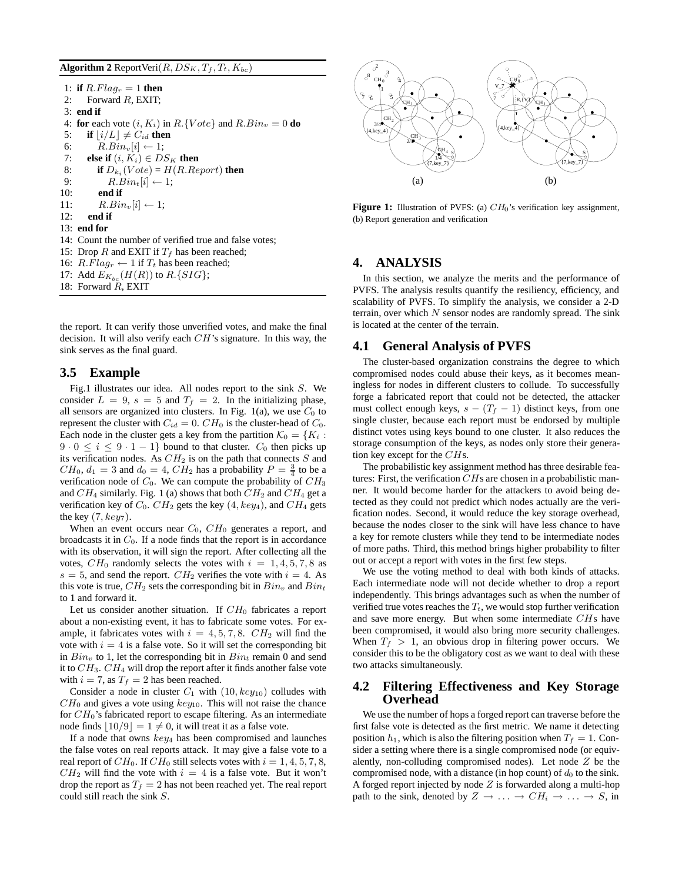**Algorithm 2** ReportVeri($R, DS_K, T_f, T_t, K_{bc}$)

```
1:  if R.Flag_r = 1 then
2:     Forward R, EXIT;
3:  end if
4:  for each vote (i, K_i) in R.{Vote} and R.Bin_v = 0 do
5:     if ⌊i/L⌋ ≠ C_id then
6:        R.Bin_v[i] ← 1;
7:     else if (i, K_i) ∈ DS_K then
8:        if D_{k_i}(Vote) = H(R.Report) then
9:           R.Bin_t[i] ← 1;
10:       end if
11:       R.Bin_v[i] ← 1;
12:    end if
13: end for
14: Count the number of verified true and false votes;
15: Drop R and EXIT if T_f has been reached;
16: R.Flag_r ← 1 if T_t has been reached;
17: Add E_{K_bc}(H(R)) to R.{SIG};
18: Forward R, EXIT
```

the report. It can verify those unverified votes, and make the final decision. It will also verify each $CH$'s signature. In this way, the sink serves as the final guard.

## 3.5 Example

Fig.1 illustrates our idea. All nodes report to the sink $S$. We consider $L = 9$, $s = 5$ and $T_f = 2$. In the initializing phase, all sensors are organized into clusters. In Fig. 1(a), we use $C_0$ to represent the cluster with $C_{id} = 0$. $CH_0$ is the cluster-head of $C_0$. Each node in the cluster gets a key from the partition $\mathcal{K}_0 = \{K_i : 9 \cdot 0 \le i \le 9 \cdot 1 - 1\}$ bound to that cluster. $C_0$ then picks up its verification nodes. As $CH_2$ is on the path that connects $S$ and $CH_0$, $d_1 = 3$ and $d_0 = 4$, $CH_2$ has a probability $P = \frac{3}{4}$ to be a verification node of $C_0$. We can compute the probability of $CH_3$ and $CH_4$ similarly. Fig. 1 (a) shows that both $CH_2$ and $CH_4$ get a verification key of $C_0$. $CH_2$ gets the key $(4, key_4)$, and $CH_4$ gets the key $(7, key_7)$.

When an event occurs near $C_0$, $CH_0$ generates a report, and broadcasts it in $C_0$. If a node finds that the report is in accordance with its observation, it will sign the report. After collecting all the votes, $CH_0$ randomly selects the votes with $i = 1, 4, 5, 7, 8$ as $s = 5$, and send the report. $CH_2$ verifies the vote with $i = 4$. As this vote is true, $CH_2$ sets the corresponding bit in $Bin_v$ and $Bin_t$ to 1 and forward it.

Let us consider another situation. If $CH_0$ fabricates a report about a non-existing event, it has to fabricate some votes. For example, it fabricates votes with $i = 4, 5, 7, 8$. $CH_2$ will find the vote with $i = 4$ is a false vote. So it will set the corresponding bit in $Bin_v$ to 1, let the corresponding bit in $Bin_t$ remain 0 and send it to $CH_3$. $CH_4$ will drop the report after it finds another false vote with $i = 7$, as $T_f = 2$ has been reached.

Consider a node in cluster $C_1$ with $(10, key_{10})$ colludes with $CH_0$ and gives a vote using $key_{10}$. This will not raise the chance for $CH_0$'s fabricated report to escape filtering. As an intermediate node finds $\lfloor 10/9 \rfloor = 1 \neq 0$, it will treat it as a false vote.

If a node that owns $key_4$ has been compromised and launches the false votes on real reports attack. It may give a false vote to a real report of $CH_0$. If $CH_0$ still selects votes with $i = 1, 4, 5, 7, 8$, $CH_2$ will find the vote with $i = 4$ is a false vote. But it won't drop the report as $T_f = 2$ has not been reached yet. The real report could still reach the sink $S$.

**Figure 1:** Illustration of PVFS: (a) $CH_0$'s verification key assignment, (b) Report generation and verification

# 4. ANALYSIS

In this section, we analyze the merits and the performance of PVFS. The analysis results quantify the resiliency, efficiency, and scalability of PVFS. To simplify the analysis, we consider a 2-D terrain, over which $N$ sensor nodes are randomly spread. The sink is located at the center of the terrain.

## 4.1 General Analysis of PVFS

The cluster-based organization constrains the degree to which compromised nodes could abuse their keys, as it becomes meaningless for nodes in different clusters to collude. To successfully forge a fabricated report that could not be detected, the attacker must collect enough keys, $s - (T_f - 1)$ distinct keys, from one single cluster, because each report must be endorsed by multiple distinct votes using keys bound to one cluster. It also reduces the storage consumption of the keys, as nodes only store their generation key except for the $CH$s.

The probabilistic key assignment method has three desirable features: First, the verification $CH$s are chosen in a probabilistic manner. It would become harder for the attackers to avoid being detected as they could not predict which nodes actually are the verification nodes. Second, it would reduce the key storage overhead, because the nodes closer to the sink will have less chance to have a key for remote clusters while they tend to be intermediate nodes of more paths. Third, this method brings higher probability to filter out or accept a report with votes in the first few steps.

We use the voting method to deal with both kinds of attacks. Each intermediate node will not decide whether to drop a report independently. This brings advantages such as when the number of verified true votes reaches the $T_t$, we would stop further verification and save more energy. But when some intermediate $CH$s have been compromised, it would also bring more security challenges. When $T_f > 1$, an obvious drop in filtering power occurs. We consider this to be the obligatory cost as we want to deal with these two attacks simultaneously.

## 4.2 Filtering Effectiveness and Key Storage Overhead

We use the number of hops a forged report can traverse before the first false vote is detected as the first metric. We name it detecting position $h_1$, which is also the filtering position when $T_f = 1$. Consider a setting where there is a single compromised node (or equivalently, non-colluding compromised nodes). Let node $Z$ be the compromised node, with a distance (in hop count) of $d_0$ to the sink. A forged report injected by node $Z$ is forwarded along a multi-hop path to the sink, denoted by $Z \to \ldots \to CH_i \to \ldots \to S$, in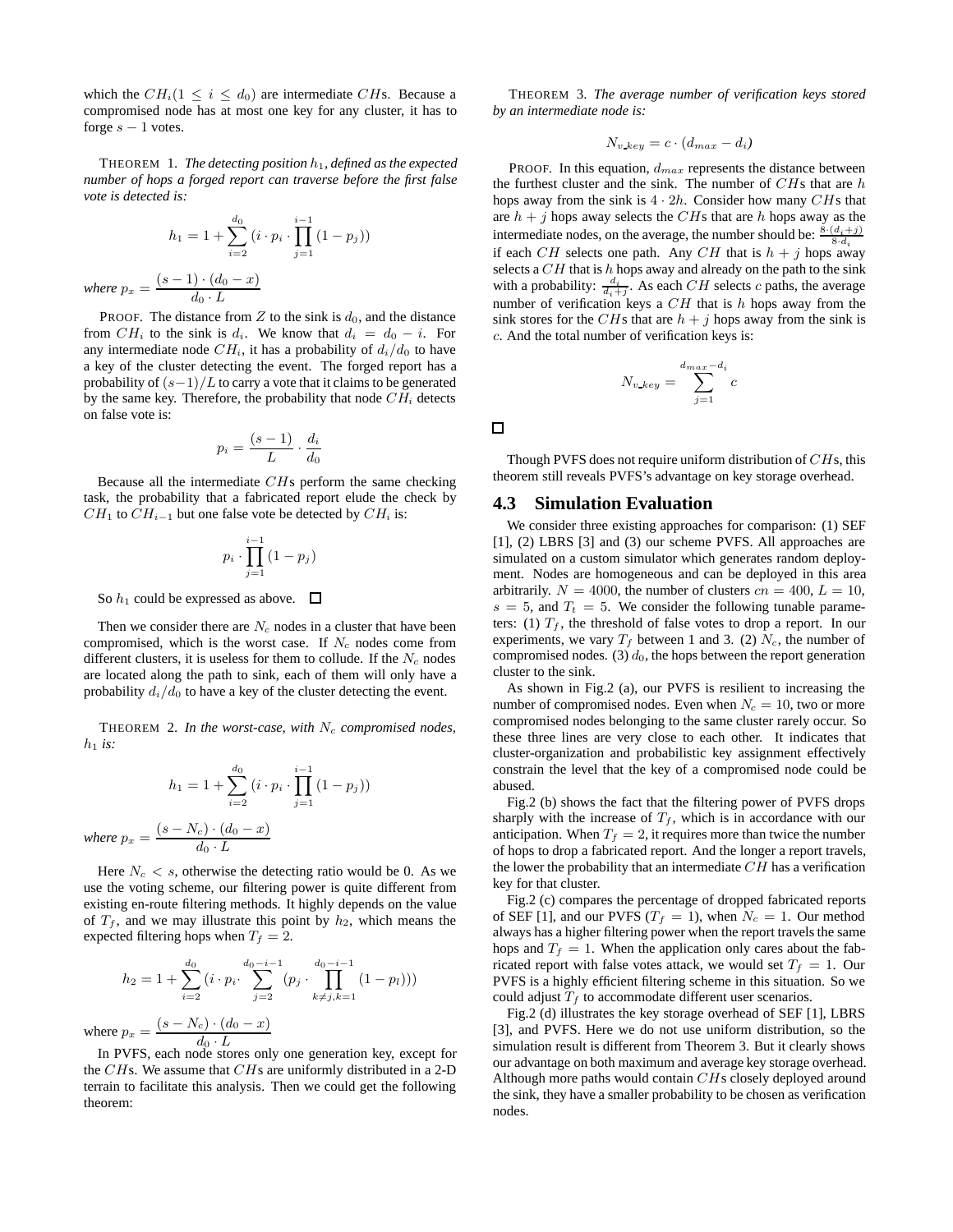which the $CH_i (1 \leq i \leq d_0)$ are intermediate $CH$s. Because a compromised node has at most one key for any cluster, it has to forge $s-1$ votes.

THEOREM 1. *The detecting position $h_1$, defined as the expected number of hops a forged report can traverse before the first false vote is detected is:*

$$h_1 = 1 + \sum_{i=2}^{d_0} (i \cdot p_i \cdot \prod_{j=1}^{i-1} (1 - p_j))$$

*where* $p_x = \dfrac{(s-1) \cdot (d_0 - x)}{d_0 \cdot L}$

PROOF. The distance from $Z$ to the sink is $d_0$, and the distance from $CH_i$ to the sink is $d_i$. We know that $d_i = d_0 - i$. For any intermediate node $CH_i$, it has a probability of $d_i/d_0$ to have a key of the cluster detecting the event. The forged report has a probability of $(s-1)/L$ to carry a vote that it claims to be generated by the same key. Therefore, the probability that node $CH_i$ detects on false vote is:

$$p_i = \frac{(s-1)}{L} \cdot \frac{d_i}{d_0}$$

Because all the intermediate $CH$s perform the same checking task, the probability that a fabricated report elude the check by $CH_1$ to $CH_{i-1}$ but one false vote be detected by $CH_i$ is:

$$p_i \cdot \prod_{j=1}^{i-1} (1 - p_j)$$

So $h_1$ could be expressed as above. □

Then we consider there are $N_c$ nodes in a cluster that have been compromised, which is the worst case. If $N_c$ nodes come from different clusters, it is useless for them to collude. If the $N_c$ nodes are located along the path to sink, each of them will only have a probability $d_i/d_0$ to have a key of the cluster detecting the event.

THEOREM 2. *In the worst-case, with $N_c$ compromised nodes, $h_1$ is:*

$$h_1 = 1 + \sum_{i=2}^{d_0} (i \cdot p_i \cdot \prod_{j=1}^{i-1} (1 - p_j))$$

*where* $p_x = \dfrac{(s-N_c) \cdot (d_0 - x)}{d_0 \cdot L}$

Here $N_c < s$, otherwise the detecting ratio would be 0. As we use the voting scheme, our filtering power is quite different from existing en-route filtering methods. It highly depends on the value of $T_f$, and we may illustrate this point by $h_2$, which means the expected filtering hops when $T_f = 2$.

$$h_2 = 1 + \sum_{i=2}^{d_0} (i \cdot p_i \cdot \sum_{j=2}^{d_0-i-1} (p_j \cdot \prod_{k \neq j, k=1}^{d_0-i-1} (1 - p_l)))$$

where $p_x = \dfrac{(s-N_c) \cdot (d_0 - x)}{d_0 \cdot L}$

In PVFS, each node stores only one generation key, except for the $CH$s. We assume that $CH$s are uniformly distributed in a 2-D terrain to facilitate this analysis. Then we could get the following theorem:

THEOREM 3. *The average number of verification keys stored by an intermediate node is:*

$$N_{v\_key} = c \cdot (d_{max} - d_i)$$

PROOF. In this equation, $d_{max}$ represents the distance between the furthest cluster and the sink. The number of $CH$s that are $h$ hops away from the sink is $4 \cdot 2h$. Consider how many $CH$s that are $h+j$ hops away selects the $CH$s that are $h$ hops away as the intermediate nodes, on the average, the number should be: $\frac{8 \cdot (d_i + j)}{8 \cdot d_i}$ if each $CH$ selects one path. Any $CH$ that is $h+j$ hops away selects a $CH$ that is $h$ hops away and already on the path to the sink with a probability: $\frac{d_i}{d_i + j}$. As each $CH$ selects $c$ paths, the average number of verification keys a $CH$ that is $h$ hops away from the sink stores for the $CH$s that are $h+j$ hops away from the sink is $c$. And the total number of verification keys is:

$$N_{v\_key} = \sum_{j=1}^{d_{max}-d_i} c$$

□

Though PVFS does not require uniform distribution of $CH$s, this theorem still reveals PVFS's advantage on key storage overhead.

## 4.3 Simulation Evaluation

We consider three existing approaches for comparison: (1) SEF [1], (2) LBRS [3] and (3) our scheme PVFS. All approaches are simulated on a custom simulator which generates random deployment. Nodes are homogeneous and can be deployed in this area arbitrarily. $N = 4000$, the number of clusters $cn = 400$, $L = 10$, $s = 5$, and $T_t = 5$. We consider the following tunable parameters: (1) $T_f$, the threshold of false votes to drop a report. In our experiments, we vary $T_f$ between 1 and 3. (2) $N_c$, the number of compromised nodes. (3) $d_0$, the hops between the report generation cluster to the sink.

As shown in Fig.2 (a), our PVFS is resilient to increasing the number of compromised nodes. Even when $N_c = 10$, two or more compromised nodes belonging to the same cluster rarely occur. So these three lines are very close to each other. It indicates that cluster-organization and probabilistic key assignment effectively constrain the level that the key of a compromised node could be abused.

Fig.2 (b) shows the fact that the filtering power of PVFS drops sharply with the increase of $T_f$, which is in accordance with our anticipation. When $T_f = 2$, it requires more than twice the number of hops to drop a fabricated report. And the longer a report travels, the lower the probability that an intermediate $CH$ has a verification key for that cluster.

Fig.2 (c) compares the percentage of dropped fabricated reports of SEF [1], and our PVFS ($T_f = 1$), when $N_c = 1$. Our method always has a higher filtering power when the report travels the same hops and $T_f = 1$. When the application only cares about the fabricated report with false votes attack, we would set $T_f = 1$. Our PVFS is a highly efficient filtering scheme in this situation. So we could adjust $T_f$ to accommodate different user scenarios.

Fig.2 (d) illustrates the key storage overhead of SEF [1], LBRS [3], and PVFS. Here we do not use uniform distribution, so the simulation result is different from Theorem 3. But it clearly shows our advantage on both maximum and average key storage overhead. Although more paths would contain $CH$s closely deployed around the sink, they have a smaller probability to be chosen as verification nodes.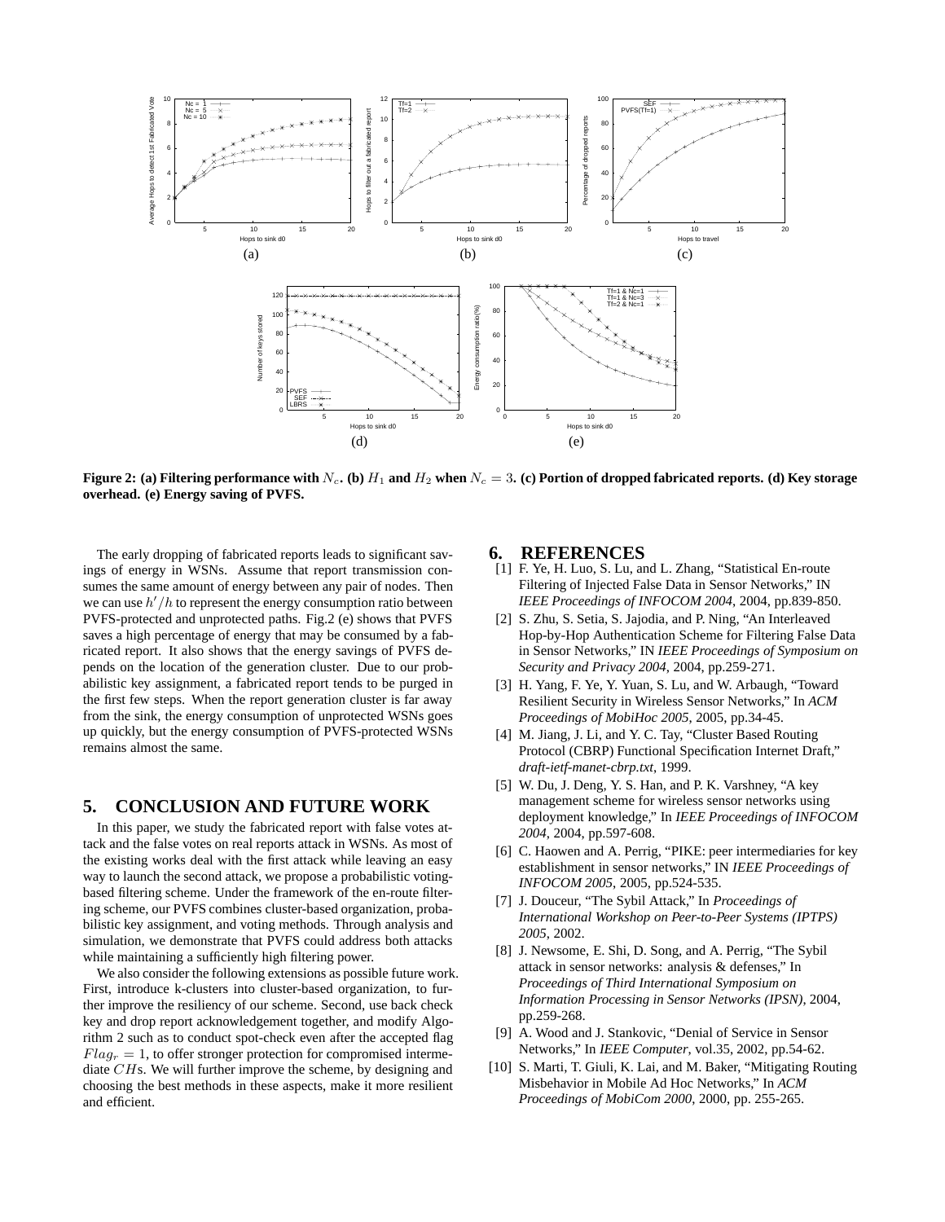(a)

Average Hops to detect 1st Fabricated Vote

Nc = 1
Nc = 5
Nc = 10

Hops to sink d0

(b)

Hops to filter out a fabricated report

Tf=1
Tf=2

Hops to sink d0

(c)

Percentage of dropped reports

SEF
PVFS(Tf=1)

Hops to travel

(d)

Number of keys stored

PVFS
SEF
LBRS

Hops to sink d0

(e)

Energy consumption ratio(%)

Tf=1 & Nc=1
Tf=1 & Nc=3
Tf=2 & Nc=1

Hops to sink d0

**Figure 2: (a) Filtering performance with $N_c$. (b) $H_1$ and $H_2$ when $N_c = 3$. (c) Portion of dropped fabricated reports. (d) Key storage overhead. (e) Energy saving of PVFS.**

The early dropping of fabricated reports leads to significant savings of energy in WSNs. Assume that report transmission consumes the same amount of energy between any pair of nodes. Then we can use $h'/h$ to represent the energy consumption ratio between PVFS-protected and unprotected paths. Fig.2 (e) shows that PVFS saves a high percentage of energy that may be consumed by a fabricated report. It also shows that the energy savings of PVFS depends on the location of the generation cluster. Due to our probabilistic key assignment, a fabricated report tends to be purged in the first few steps. When the report generation cluster is far away from the sink, the energy consumption of unprotected WSNs goes up quickly, but the energy consumption of PVFS-protected WSNs remains almost the same.

## 5. CONCLUSION AND FUTURE WORK

In this paper, we study the fabricated report with false votes attack and the false votes on real reports attack in WSNs. As most of the existing works deal with the first attack while leaving an easy way to launch the second attack, we propose a probabilistic voting-based filtering scheme. Under the framework of the en-route filtering scheme, our PVFS combines cluster-based organization, probabilistic key assignment, and voting methods. Through analysis and simulation, we demonstrate that PVFS could address both attacks while maintaining a sufficiently high filtering power.

We also consider the following extensions as possible future work. First, introduce k-clusters into cluster-based organization, to further improve the resiliency of our scheme. Second, use back check key and drop report acknowledgement together, and modify Algorithm 2 such as to conduct spot-check even after the accepted flag $Flag_r = 1$, to offer stronger protection for compromised intermediate $CH$s. We will further improve the scheme, by designing and choosing the best methods in these aspects, make it more resilient and efficient.

## 6. REFERENCES

[1] F. Ye, H. Luo, S. Lu, and L. Zhang, "Statistical En-route Filtering of Injected False Data in Sensor Networks," IN *IEEE Proceedings of INFOCOM 2004*, 2004, pp.839-850.

[2] S. Zhu, S. Setia, S. Jajodia, and P. Ning, "An Interleaved Hop-by-Hop Authentication Scheme for Filtering False Data in Sensor Networks," IN *IEEE Proceedings of Symposium on Security and Privacy 2004*, 2004, pp.259-271.

[3] H. Yang, F. Ye, Y. Yuan, S. Lu, and W. Arbaugh, "Toward Resilient Security in Wireless Sensor Networks," In *ACM Proceedings of MobiHoc 2005*, 2005, pp.34-45.

[4] M. Jiang, J. Li, and Y. C. Tay, "Cluster Based Routing Protocol (CBRP) Functional Specification Internet Draft," *draft-ietf-manet-cbrp.txt*, 1999.

[5] W. Du, J. Deng, Y. S. Han, and P. K. Varshney, "A key management scheme for wireless sensor networks using deployment knowledge," In *IEEE Proceedings of INFOCOM 2004*, 2004, pp.597-608.

[6] C. Haowen and A. Perrig, "PIKE: peer intermediaries for key establishment in sensor networks," IN *IEEE Proceedings of INFOCOM 2005*, 2005, pp.524-535.

[7] J. Douceur, "The Sybil Attack," In *Proceedings of International Workshop on Peer-to-Peer Systems (IPTPS) 2005*, 2002.

[8] J. Newsome, E. Shi, D. Song, and A. Perrig, "The Sybil attack in sensor networks: analysis & defenses," In *Proceedings of Third International Symposium on Information Processing in Sensor Networks (IPSN)*, 2004, pp.259-268.

[9] A. Wood and J. Stankovic, "Denial of Service in Sensor Networks," In *IEEE Computer*, vol.35, 2002, pp.54-62.

[10] S. Marti, T. Giuli, K. Lai, and M. Baker, "Mitigating Routing Misbehavior in Mobile Ad Hoc Networks," In *ACM Proceedings of MobiCom 2000*, 2000, pp. 255-265.